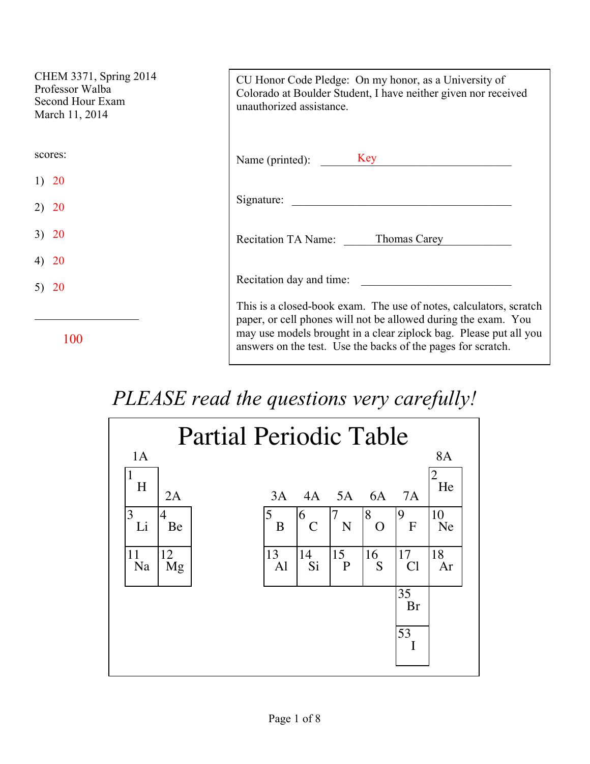CHEM 3371, Spring 2014
Professor Walba
Second Hour Exam
March 11, 2014

scores:

1) 20

2) 20

3) 20

4) 20

5) 20

---

100

CU Honor Code Pledge: On my honor, as a University of Colorado at Boulder Student, I have neither given nor received unauthorized assistance.

Name (printed): Key

Signature: ____________________

Recitation TA Name: Thomas Carey

Recitation day and time: ____________________

This is a closed-book exam. The use of notes, calculators, scratch paper, or cell phones will not be allowed during the exam. You may use models brought in a clear ziplock bag. Please put all you answers on the test. Use the backs of the pages for scratch.

*PLEASE read the questions very carefully!*

## Partial Periodic Table

| 1A | 2A | 3A | 4A | 5A | 6A | 7A | 8A |
|---|---|---|---|---|---|---|---|
| 1 H | | | | | | | 2 He |
| 3 Li | 4 Be | 5 B | 6 C | 7 N | 8 O | 9 F | 10 Ne |
| 11 Na | 12 Mg | 13 Al | 14 Si | 15 P | 16 S | 17 Cl | 18 Ar |
| | | | | | | 35 Br | |
| | | | | | | 53 I | |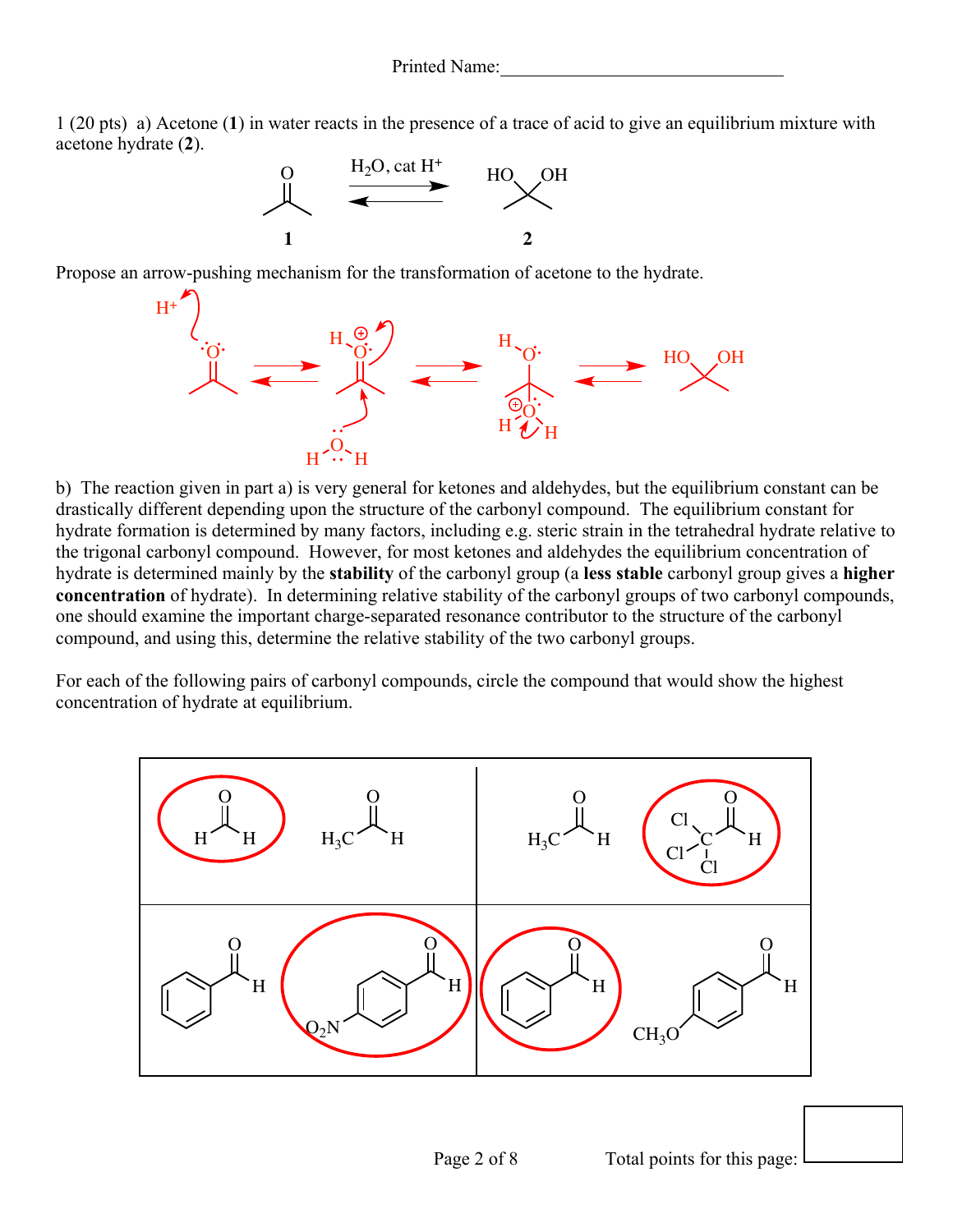Printed Name:_______________________________

1 (20 pts) a) Acetone (**1**) in water reacts in the presence of a trace of acid to give an equilibrium mixture with acetone hydrate (**2**).

$H_2O$, cat $H^+$

**1** ⇌ **2**

Propose an arrow-pushing mechanism for the transformation of acetone to the hydrate.

b) The reaction given in part a) is very general for ketones and aldehydes, but the equilibrium constant can be drastically different depending upon the structure of the carbonyl compound. The equilibrium constant for hydrate formation is determined by many factors, including e.g. steric strain in the tetrahedral hydrate relative to the trigonal carbonyl compound. However, for most ketones and aldehydes the equilibrium concentration of hydrate is determined mainly by the **stability** of the carbonyl group (a **less stable** carbonyl group gives a **higher concentration** of hydrate). In determining relative stability of the carbonyl groups of two carbonyl compounds, one should examine the important charge-separated resonance contributor to the structure of the carbonyl compound, and using this, determine the relative stability of the two carbonyl groups.

For each of the following pairs of carbonyl compounds, circle the compound that would show the highest concentration of hydrate at equilibrium.

| Pair | Compounds | Circled |
|---|---|---|
| 1 | $HCHO$ vs. $CH_3CHO$ | $HCHO$ |
| 2 | $CH_3CHO$ vs. $Cl_3C\text{-}CHO$ | $Cl_3C\text{-}CHO$ |
| 3 | benzaldehyde vs. 4-$O_2N$-benzaldehyde | 4-$O_2N$-benzaldehyde |
| 4 | benzaldehyde vs. 4-$CH_3O$-benzaldehyde | benzaldehyde |

Total points for this page: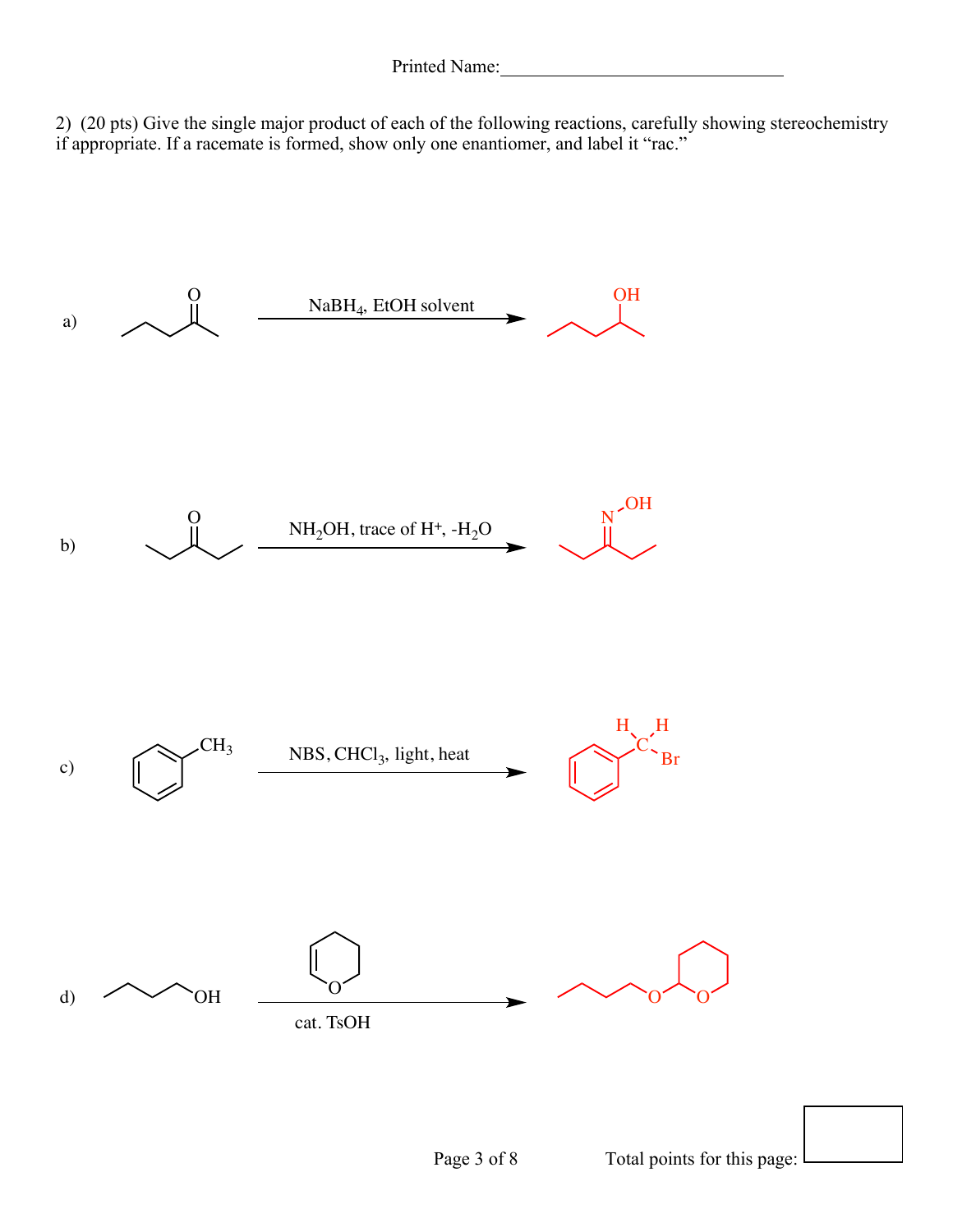Printed Name:_______________________________

2) (20 pts) Give the single major product of each of the following reactions, carefully showing stereochemistry if appropriate. If a racemate is formed, show only one enantiomer, and label it "rac."

a) NaBH$_4$, EtOH solvent

b) NH$_2$OH, trace of H$^+$, -H$_2$O

c) CH$_3$ — NBS, CHCl$_3$, light, heat

H H C Br

d) OH — cat. TsOH

O O O

Total points for this page: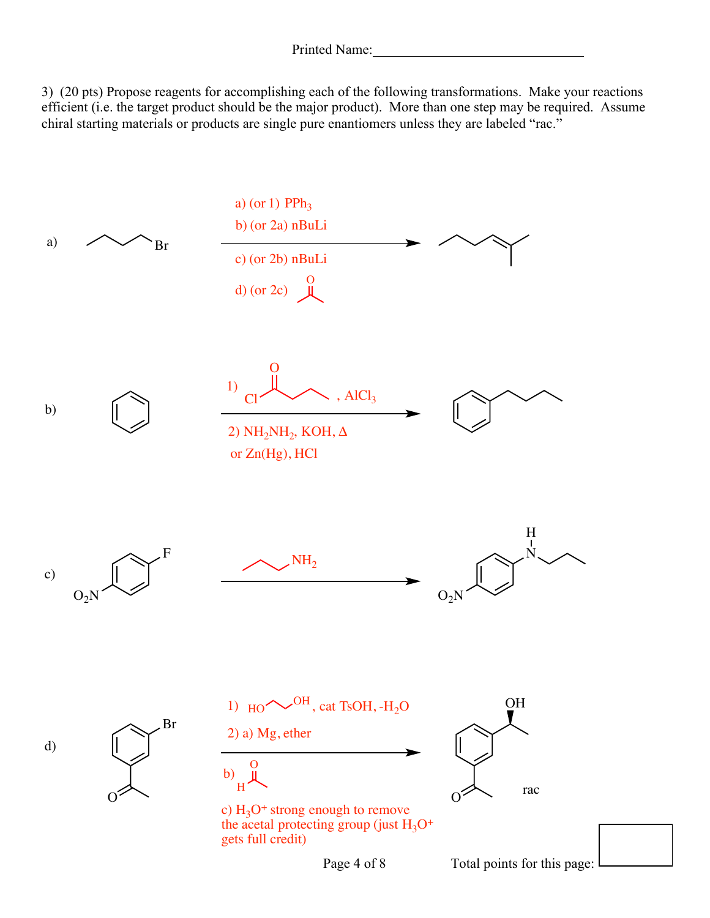Printed Name:_______________________________

3) (20 pts) Propose reagents for accomplishing each of the following transformations. Make your reactions efficient (i.e. the target product should be the major product). More than one step may be required. Assume chiral starting materials or products are single pure enantiomers unless they are labeled "rac."

a)

a) (or 1) $PPh_3$

b) (or 2a) nBuLi

c) (or 2b) nBuLi

d) (or 2c) O

b)

1) Cl O, $AlCl_3$

2) $NH_2NH_2$, KOH, Δ

or Zn(Hg), HCl

c)

F

$O_2N$

NH₂ → H N

$O_2N$

d)

Br

O

1) HO OH, cat TsOH, $-H_2O$

2) a) Mg, ether

b) H O

c) $H_3O^+$ strong enough to remove the acetal protecting group (just $H_3O^+$ gets full credit)

OH

O rac

Total points for this page: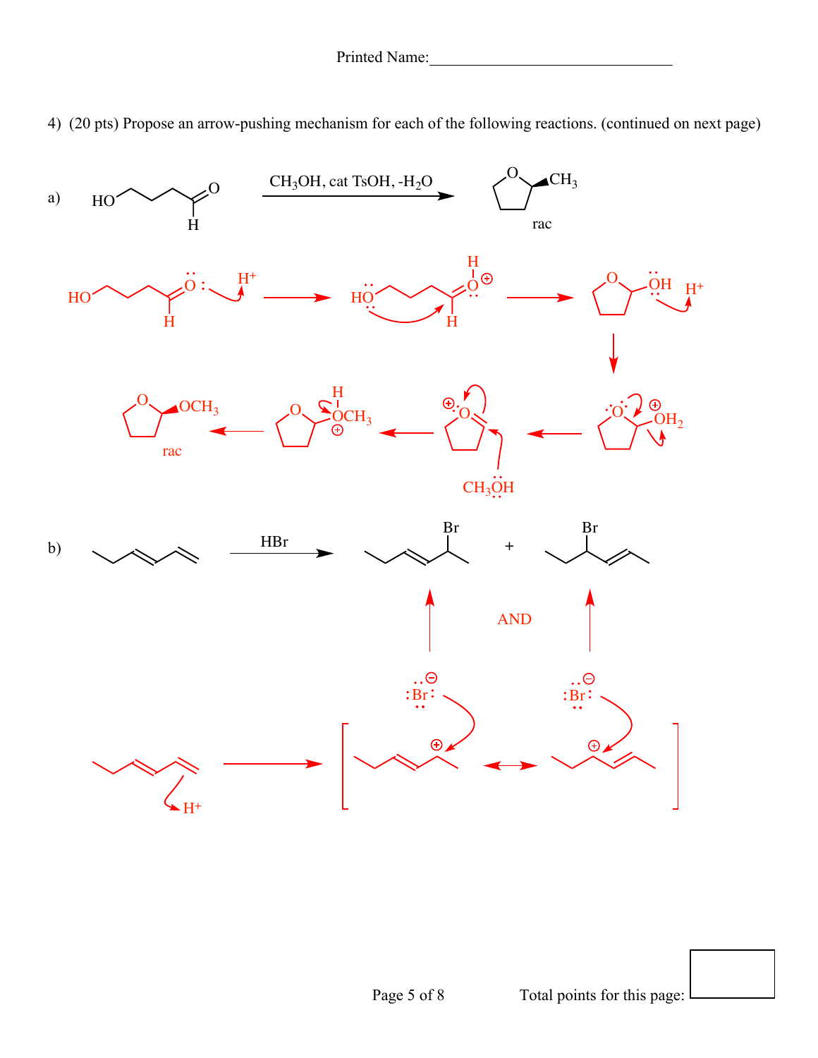Printed Name:_______________________________

4) (20 pts) Propose an arrow-pushing mechanism for each of the following reactions. (continued on next page)

a) $CH_3OH$, cat TsOH, $-H_2O$

rac

$H^+$

$H^+$

$OH_2$

$CH_3OH$

$OCH_3$

rac

b) HBr

AND

$H^+$

Br

Total points for this page: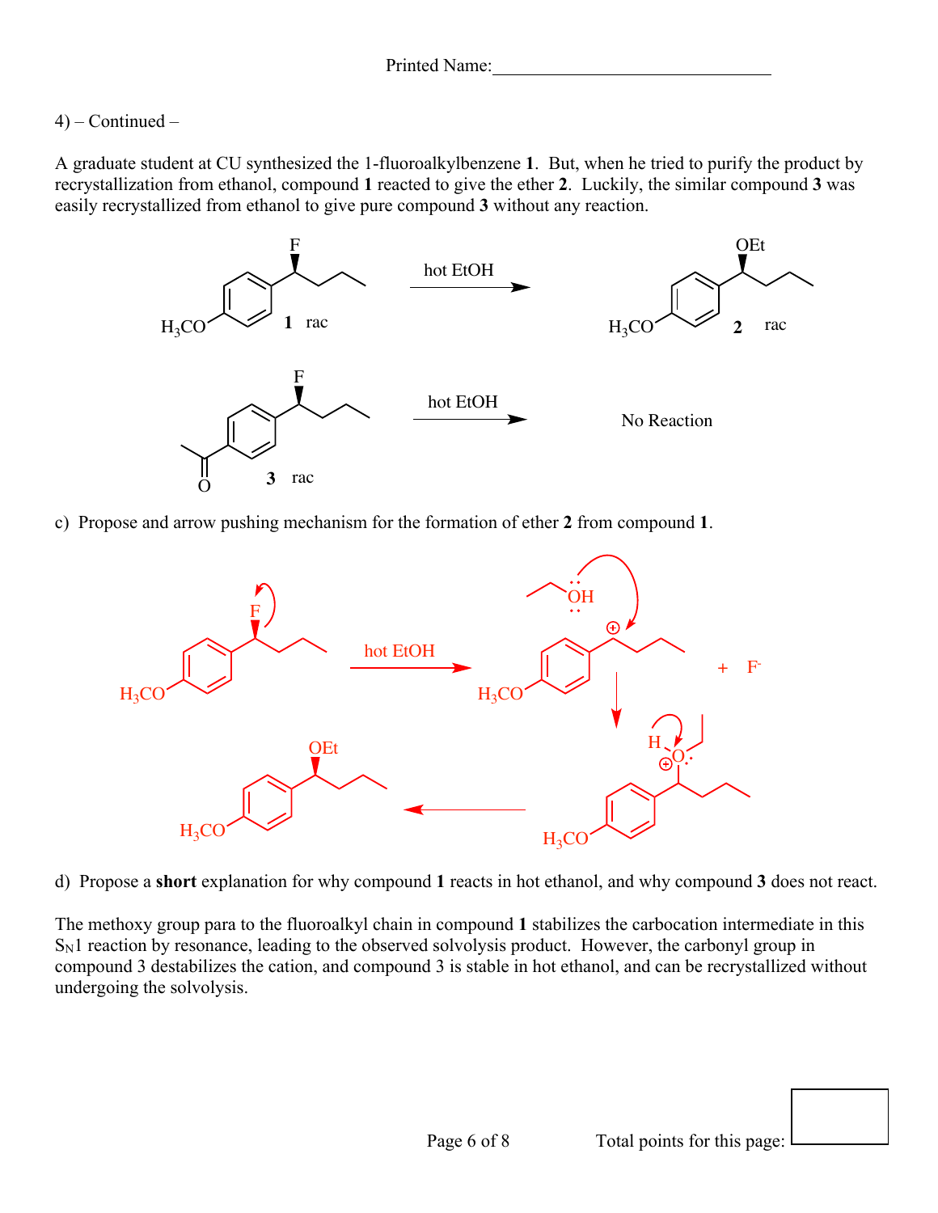Printed Name:______________________________

4) – Continued –

A graduate student at CU synthesized the 1-fluoroalkylbenzene **1**. But, when he tried to purify the product by recrystallization from ethanol, compound **1** reacted to give the ether **2**. Luckily, the similar compound **3** was easily recrystallized from ethanol to give pure compound **3** without any reaction.

**1** rac —(hot EtOH)→ **2** rac

**3** rac —(hot EtOH)→ No Reaction

c) Propose and arrow pushing mechanism for the formation of ether **2** from compound **1**.

hot EtOH

+ $F^-$

d) Propose a **short** explanation for why compound **1** reacts in hot ethanol, and why compound **3** does not react.

The methoxy group para to the fluoroalkyl chain in compound **1** stabilizes the carbocation intermediate in this $S_N1$ reaction by resonance, leading to the observed solvolysis product. However, the carbonyl group in compound 3 destabilizes the cation, and compound 3 is stable in hot ethanol, and can be recrystallized without undergoing the solvolysis.

Total points for this page: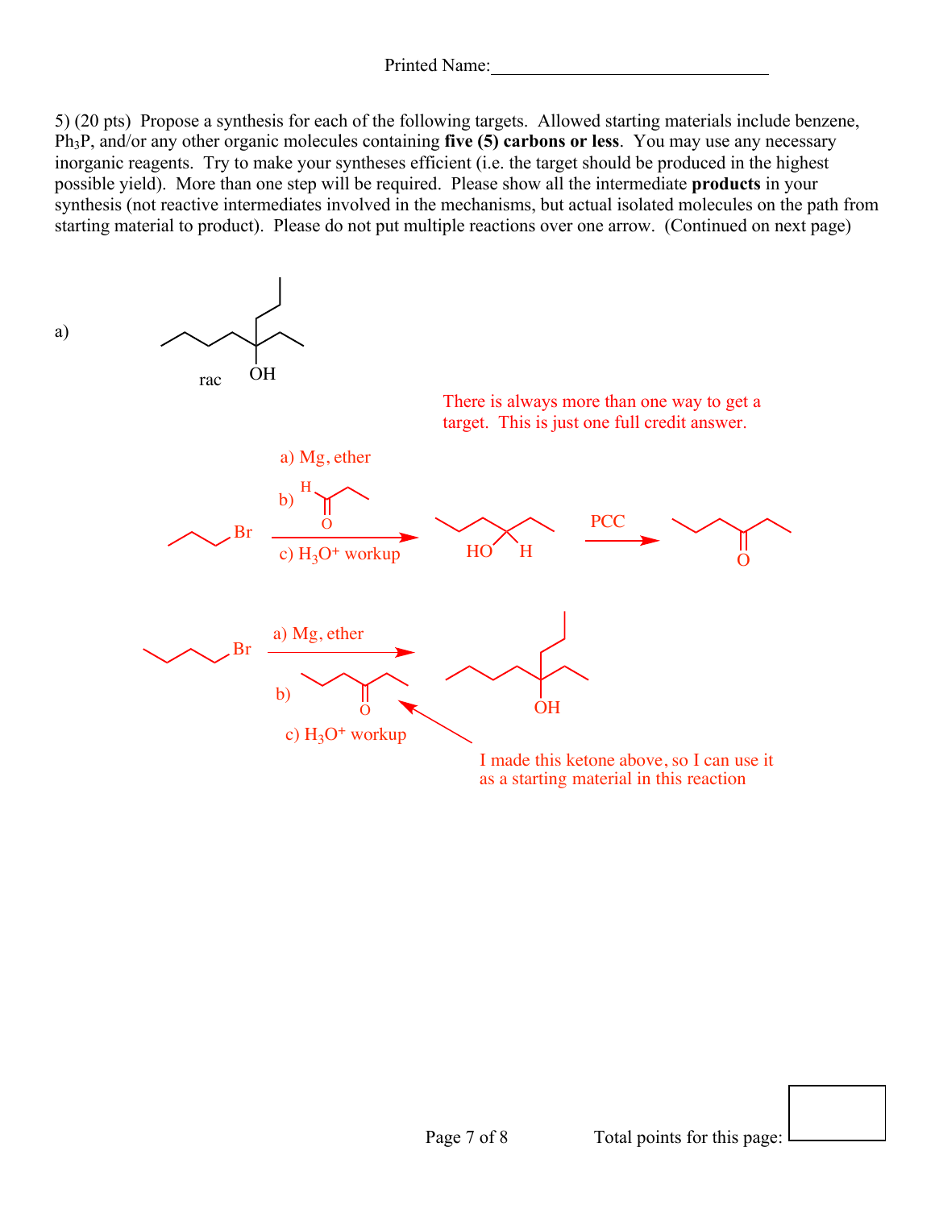Printed Name:______________________________

5) (20 pts) Propose a synthesis for each of the following targets. Allowed starting materials include benzene, $Ph_3P$, and/or any other organic molecules containing **five (5) carbons or less**. You may use any necessary inorganic reagents. Try to make your syntheses efficient (i.e. the target should be produced in the highest possible yield). More than one step will be required. Please show all the intermediate **products** in your synthesis (not reactive intermediates involved in the mechanisms, but actual isolated molecules on the path from starting material to product). Please do not put multiple reactions over one arrow. (Continued on next page)

a)

rac OH

There is always more than one way to get a target. This is just one full credit answer.

a) Mg, ether

b) H O

c) $H_3O^+$ workup

Br → HO H → PCC → O

a) Mg, ether

Br → b) O → OH

c) $H_3O^+$ workup

I made this ketone above, so I can use it as a starting material in this reaction

Total points for this page: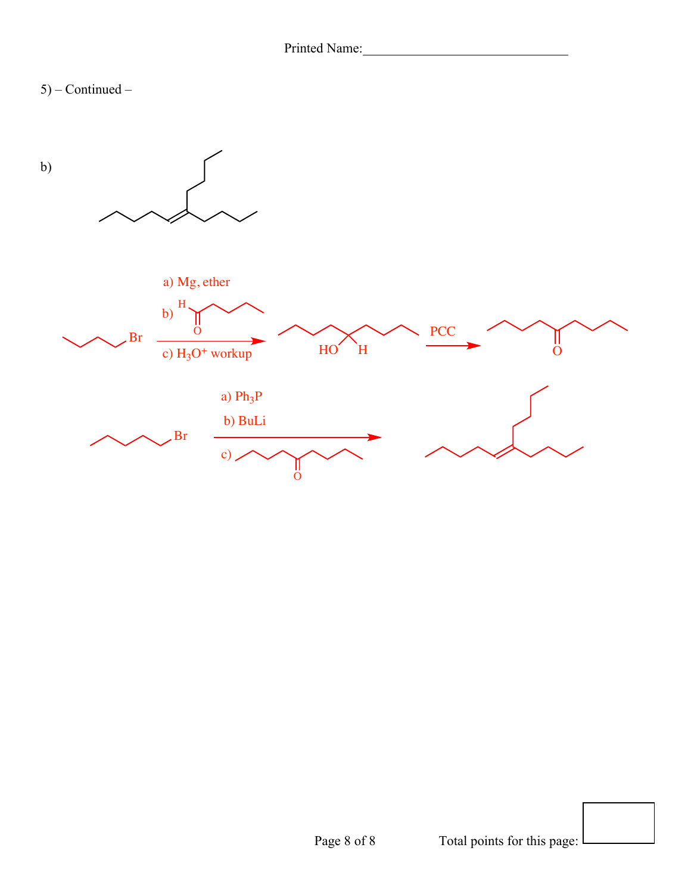5) – Continued –

b)

a) Mg, ether

b) H, O

c) $H_3O^+$ workup

Br

HO H

PCC

O

a) $Ph_3P$

b) BuLi

c)

Br

O